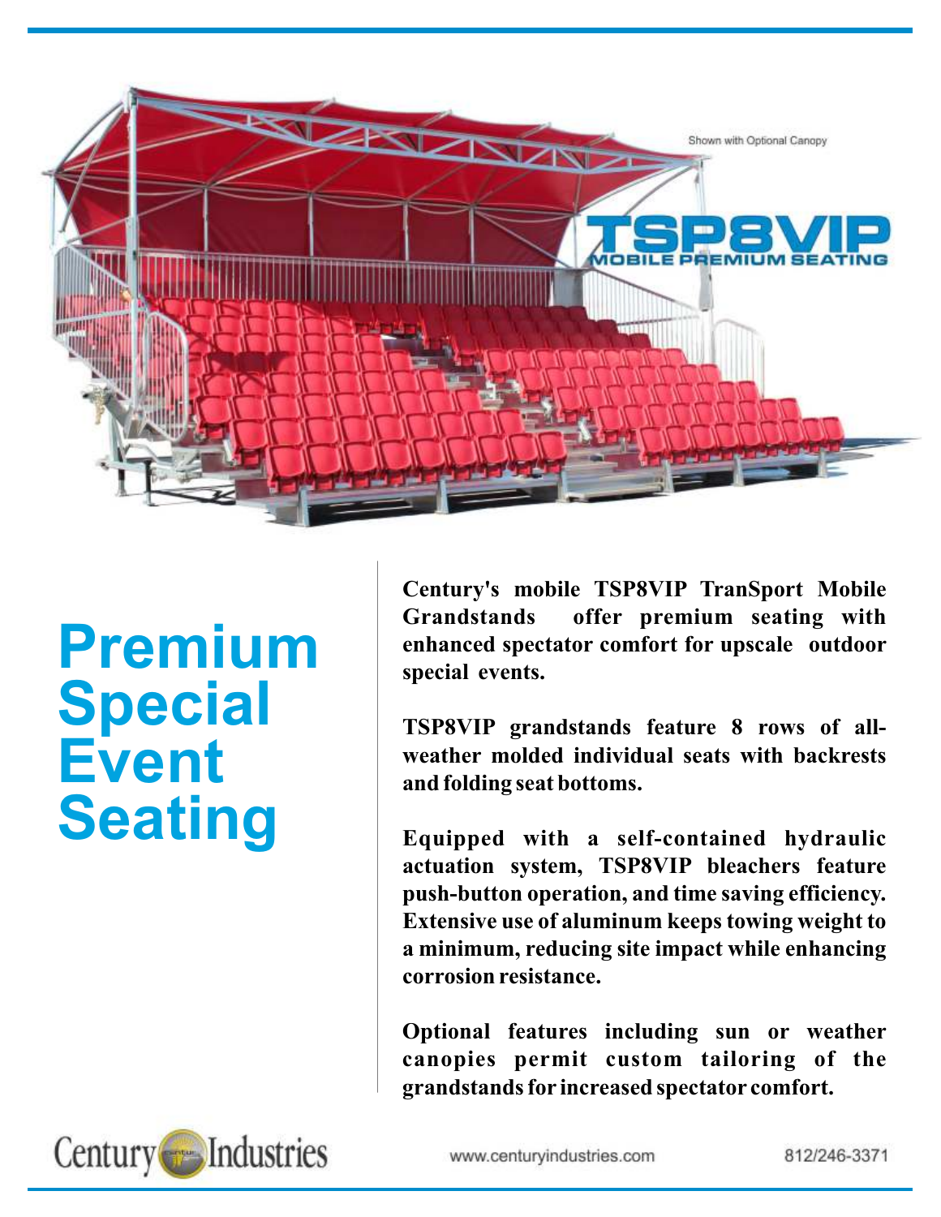Shown with Optional Canopy

# TSP8VIP

## MOBILE PREMIUM SEATING

# Premium Special Event Seating

**Century's mobile TSP8VIP TranSport Mobile Grandstands offer premium seating with enhanced spectator comfort for upscale outdoor special events.**

**TSP8VIP grandstands feature 8 rows of all-weather molded individual seats with backrests and folding seat bottoms.**

**Equipped with a self-contained hydraulic actuation system, TSP8VIP bleachers feature push-button operation, and time saving efficiency. Extensive use of aluminum keeps towing weight to a minimum, reducing site impact while enhancing corrosion resistance.**

**Optional features including sun or weather canopies permit custom tailoring of the grandstands for increased spectator comfort.**

Century Industries

www.centuryindustries.com

812/246-3371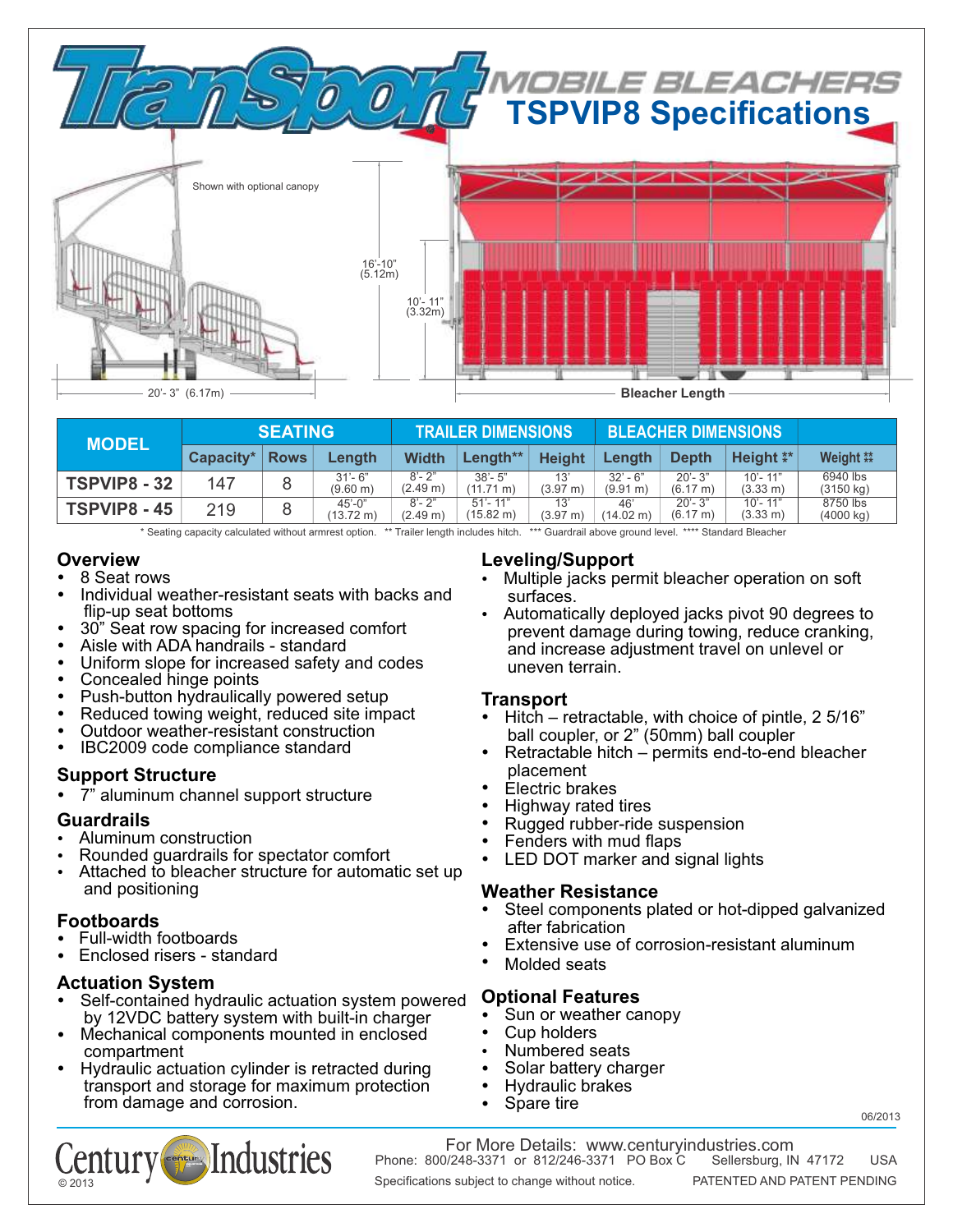# TranSport MOBILE BLEACHERS

## TSPVIP8 Specifications

Shown with optional canopy

16'-10" (5.12m)

10'- 11" (3.32m)

20'- 3" (6.17m)

Bleacher Length

| MODEL | SEATING | | | TRAILER DIMENSIONS | | | BLEACHER DIMENSIONS | | | |
|---|---|---|---|---|---|---|---|---|---|---|
| | Capacity* | Rows | Length | Width | Length** | Height | Length | Depth | Height *** | Weight **** |
| TSPVIP8 - 32 | 147 | 8 | 31'- 6" (9.60 m) | 8'- 2" (2.49 m) | 38'- 5" (11.71 m) | 13' (3.97 m) | 32' - 6" (9.91 m) | 20'- 3" (6.17 m) | 10'- 11" (3.33 m) | 6940 lbs (3150 kg) |
| TSPVIP8 - 45 | 219 | 8 | 45'-0" (13.72 m) | 8'- 2" (2.49 m) | 51'- 11" (15.82 m) | 13' (3.97 m) | 46' (14.02 m) | 20'- 3" (6.17 m) | 10'- 11" (3.33 m) | 8750 lbs (4000 kg) |

* Seating capacity calculated without armrest option. ** Trailer length includes hitch. *** Guardrail above ground level. **** Standard Bleacher

### Overview
- 8 Seat rows
- Individual weather-resistant seats with backs and flip-up seat bottoms
- 30" Seat row spacing for increased comfort
- Aisle with ADA handrails - standard
- Uniform slope for increased safety and codes
- Concealed hinge points
- Push-button hydraulically powered setup
- Reduced towing weight, reduced site impact
- Outdoor weather-resistant construction
- IBC2009 code compliance standard

### Support Structure
- 7" aluminum channel support structure

### Guardrails
- Aluminum construction
- Rounded guardrails for spectator comfort
- Attached to bleacher structure for automatic set up and positioning

### Footboards
- Full-width footboards
- Enclosed risers - standard

### Actuation System
- Self-contained hydraulic actuation system powered by 12VDC battery system with built-in charger
- Mechanical components mounted in enclosed compartment
- Hydraulic actuation cylinder is retracted during transport and storage for maximum protection from damage and corrosion.

### Leveling/Support
- Multiple jacks permit bleacher operation on soft surfaces.
- Automatically deployed jacks pivot 90 degrees to prevent damage during towing, reduce cranking, and increase adjustment travel on unlevel or uneven terrain.

### Transport
- Hitch – retractable, with choice of pintle, 2 5/16" ball coupler, or 2" (50mm) ball coupler
- Retractable hitch – permits end-to-end bleacher placement
- Electric brakes
- Highway rated tires
- Rugged rubber-ride suspension
- Fenders with mud flaps
- LED DOT marker and signal lights

### Weather Resistance
- Steel components plated or hot-dipped galvanized after fabrication
- Extensive use of corrosion-resistant aluminum
- Molded seats

### Optional Features
- Sun or weather canopy
- Cup holders
- Numbered seats
- Solar battery charger
- Hydraulic brakes
- Spare tire

06/2013

Century Industries © 2013

For More Details: www.centuryindustries.com
Phone: 800/248-3371 or 812/246-3371 PO Box C Sellersburg, IN 47172 USA
Specifications subject to change without notice. PATENTED AND PATENT PENDING